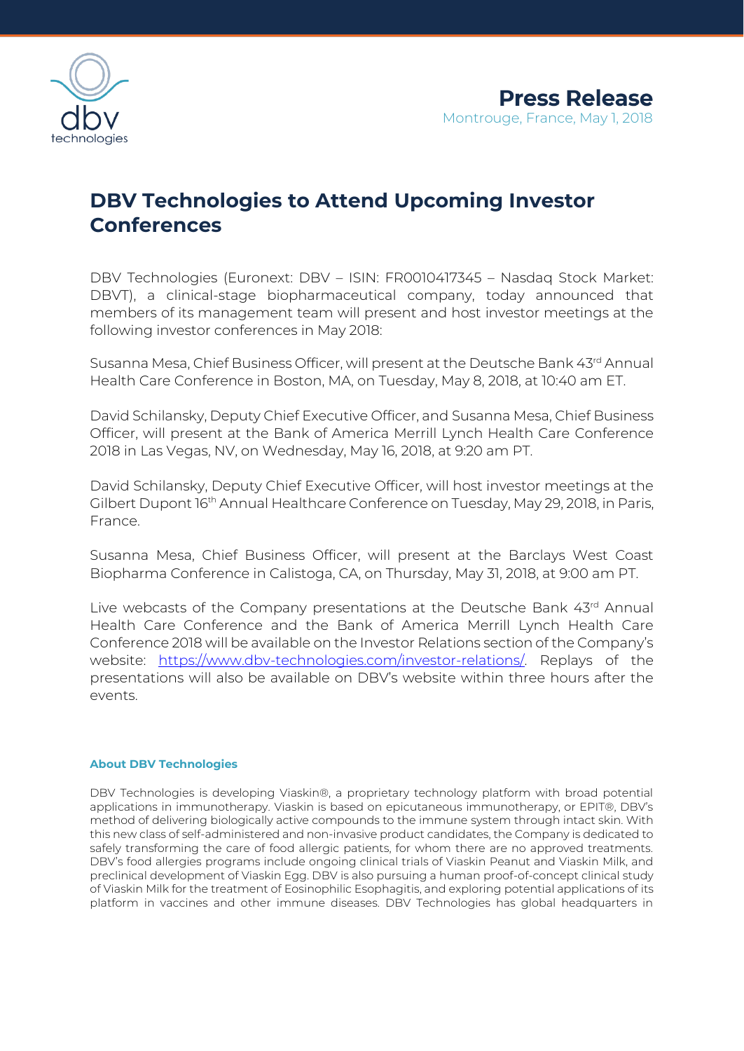**Press Release**
Montrouge, France, May 1, 2018

# DBV Technologies to Attend Upcoming Investor Conferences

DBV Technologies (Euronext: DBV – ISIN: FR0010417345 – Nasdaq Stock Market: DBVT), a clinical-stage biopharmaceutical company, today announced that members of its management team will present and host investor meetings at the following investor conferences in May 2018:

Susanna Mesa, Chief Business Officer, will present at the Deutsche Bank 43rd Annual Health Care Conference in Boston, MA, on Tuesday, May 8, 2018, at 10:40 am ET.

David Schilansky, Deputy Chief Executive Officer, and Susanna Mesa, Chief Business Officer, will present at the Bank of America Merrill Lynch Health Care Conference 2018 in Las Vegas, NV, on Wednesday, May 16, 2018, at 9:20 am PT.

David Schilansky, Deputy Chief Executive Officer, will host investor meetings at the Gilbert Dupont 16th Annual Healthcare Conference on Tuesday, May 29, 2018, in Paris, France.

Susanna Mesa, Chief Business Officer, will present at the Barclays West Coast Biopharma Conference in Calistoga, CA, on Thursday, May 31, 2018, at 9:00 am PT.

Live webcasts of the Company presentations at the Deutsche Bank 43rd Annual Health Care Conference and the Bank of America Merrill Lynch Health Care Conference 2018 will be available on the Investor Relations section of the Company's website: https://www.dbv-technologies.com/investor-relations/. Replays of the presentations will also be available on DBV's website within three hours after the events.

### About DBV Technologies

DBV Technologies is developing Viaskin®, a proprietary technology platform with broad potential applications in immunotherapy. Viaskin is based on epicutaneous immunotherapy, or EPIT®, DBV's method of delivering biologically active compounds to the immune system through intact skin. With this new class of self-administered and non-invasive product candidates, the Company is dedicated to safely transforming the care of food allergic patients, for whom there are no approved treatments. DBV's food allergies programs include ongoing clinical trials of Viaskin Peanut and Viaskin Milk, and preclinical development of Viaskin Egg. DBV is also pursuing a human proof-of-concept clinical study of Viaskin Milk for the treatment of Eosinophilic Esophagitis, and exploring potential applications of its platform in vaccines and other immune diseases. DBV Technologies has global headquarters in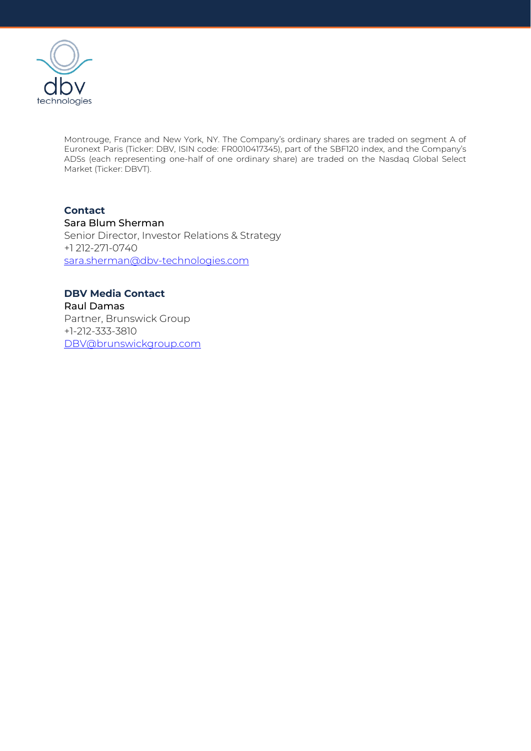Montrouge, France and New York, NY. The Company's ordinary shares are traded on segment A of Euronext Paris (Ticker: DBV, ISIN code: FR0010417345), part of the SBF120 index, and the Company's ADSs (each representing one-half of one ordinary share) are traded on the Nasdaq Global Select Market (Ticker: DBVT).

**Contact**

Sara Blum Sherman
Senior Director, Investor Relations & Strategy
+1 212-271-0740
sara.sherman@dbv-technologies.com

**DBV Media Contact**

Raul Damas
Partner, Brunswick Group
+1-212-333-3810
DBV@brunswickgroup.com